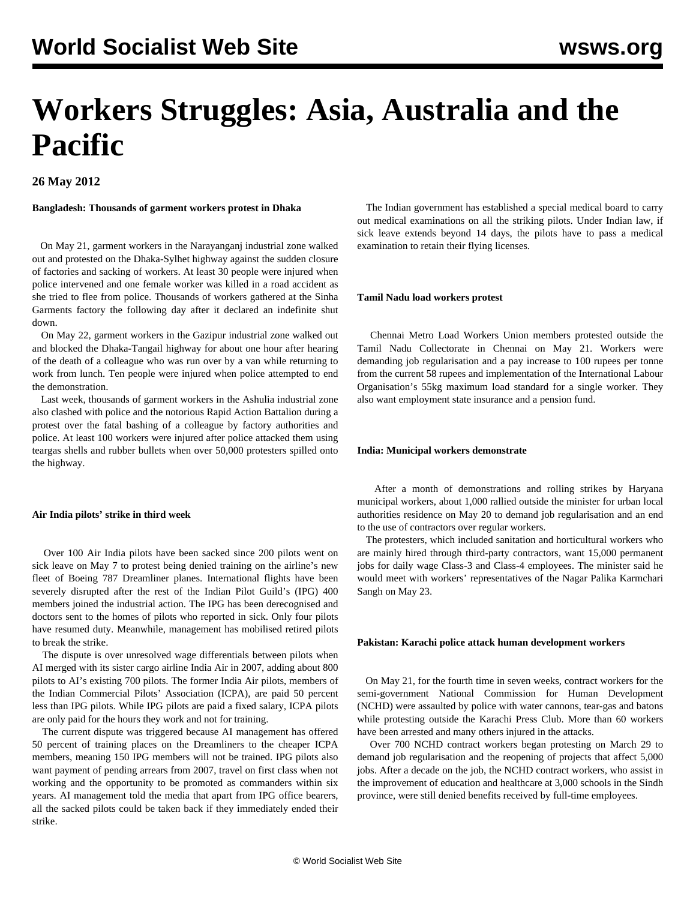# Workers Struggles: Asia, Australia and the Pacific

**26 May 2012**

**Bangladesh: Thousands of garment workers protest in Dhaka**

On May 21, garment workers in the Narayanganj industrial zone walked out and protested on the Dhaka-Sylhet highway against the sudden closure of factories and sacking of workers. At least 30 people were injured when police intervened and one female worker was killed in a road accident as she tried to flee from police. Thousands of workers gathered at the Sinha Garments factory the following day after it declared an indefinite shut down.

On May 22, garment workers in the Gazipur industrial zone walked out and blocked the Dhaka-Tangail highway for about one hour after hearing of the death of a colleague who was run over by a van while returning to work from lunch. Ten people were injured when police attempted to end the demonstration.

Last week, thousands of garment workers in the Ashulia industrial zone also clashed with police and the notorious Rapid Action Battalion during a protest over the fatal bashing of a colleague by factory authorities and police. At least 100 workers were injured after police attacked them using teargas shells and rubber bullets when over 50,000 protesters spilled onto the highway.

**Air India pilots' strike in third week**

Over 100 Air India pilots have been sacked since 200 pilots went on sick leave on May 7 to protest being denied training on the airline's new fleet of Boeing 787 Dreamliner planes. International flights have been severely disrupted after the rest of the Indian Pilot Guild's (IPG) 400 members joined the industrial action. The IPG has been derecognised and doctors sent to the homes of pilots who reported in sick. Only four pilots have resumed duty. Meanwhile, management has mobilised retired pilots to break the strike.

The dispute is over unresolved wage differentials between pilots when AI merged with its sister cargo airline India Air in 2007, adding about 800 pilots to AI's existing 700 pilots. The former India Air pilots, members of the Indian Commercial Pilots' Association (ICPA), are paid 50 percent less than IPG pilots. While IPG pilots are paid a fixed salary, ICPA pilots are only paid for the hours they work and not for training.

The current dispute was triggered because AI management has offered 50 percent of training places on the Dreamliners to the cheaper ICPA members, meaning 150 IPG members will not be trained. IPG pilots also want payment of pending arrears from 2007, travel on first class when not working and the opportunity to be promoted as commanders within six years. AI management told the media that apart from IPG office bearers, all the sacked pilots could be taken back if they immediately ended their strike.

The Indian government has established a special medical board to carry out medical examinations on all the striking pilots. Under Indian law, if sick leave extends beyond 14 days, the pilots have to pass a medical examination to retain their flying licenses.

**Tamil Nadu load workers protest**

Chennai Metro Load Workers Union members protested outside the Tamil Nadu Collectorate in Chennai on May 21. Workers were demanding job regularisation and a pay increase to 100 rupees per tonne from the current 58 rupees and implementation of the International Labour Organisation's 55kg maximum load standard for a single worker. They also want employment state insurance and a pension fund.

**India: Municipal workers demonstrate**

After a month of demonstrations and rolling strikes by Haryana municipal workers, about 1,000 rallied outside the minister for urban local authorities residence on May 20 to demand job regularisation and an end to the use of contractors over regular workers.

The protesters, which included sanitation and horticultural workers who are mainly hired through third-party contractors, want 15,000 permanent jobs for daily wage Class-3 and Class-4 employees. The minister said he would meet with workers' representatives of the Nagar Palika Karmchari Sangh on May 23.

**Pakistan: Karachi police attack human development workers**

On May 21, for the fourth time in seven weeks, contract workers for the semi-government National Commission for Human Development (NCHD) were assaulted by police with water cannons, tear-gas and batons while protesting outside the Karachi Press Club. More than 60 workers have been arrested and many others injured in the attacks.

Over 700 NCHD contract workers began protesting on March 29 to demand job regularisation and the reopening of projects that affect 5,000 jobs. After a decade on the job, the NCHD contract workers, who assist in the improvement of education and healthcare at 3,000 schools in the Sindh province, were still denied benefits received by full-time employees.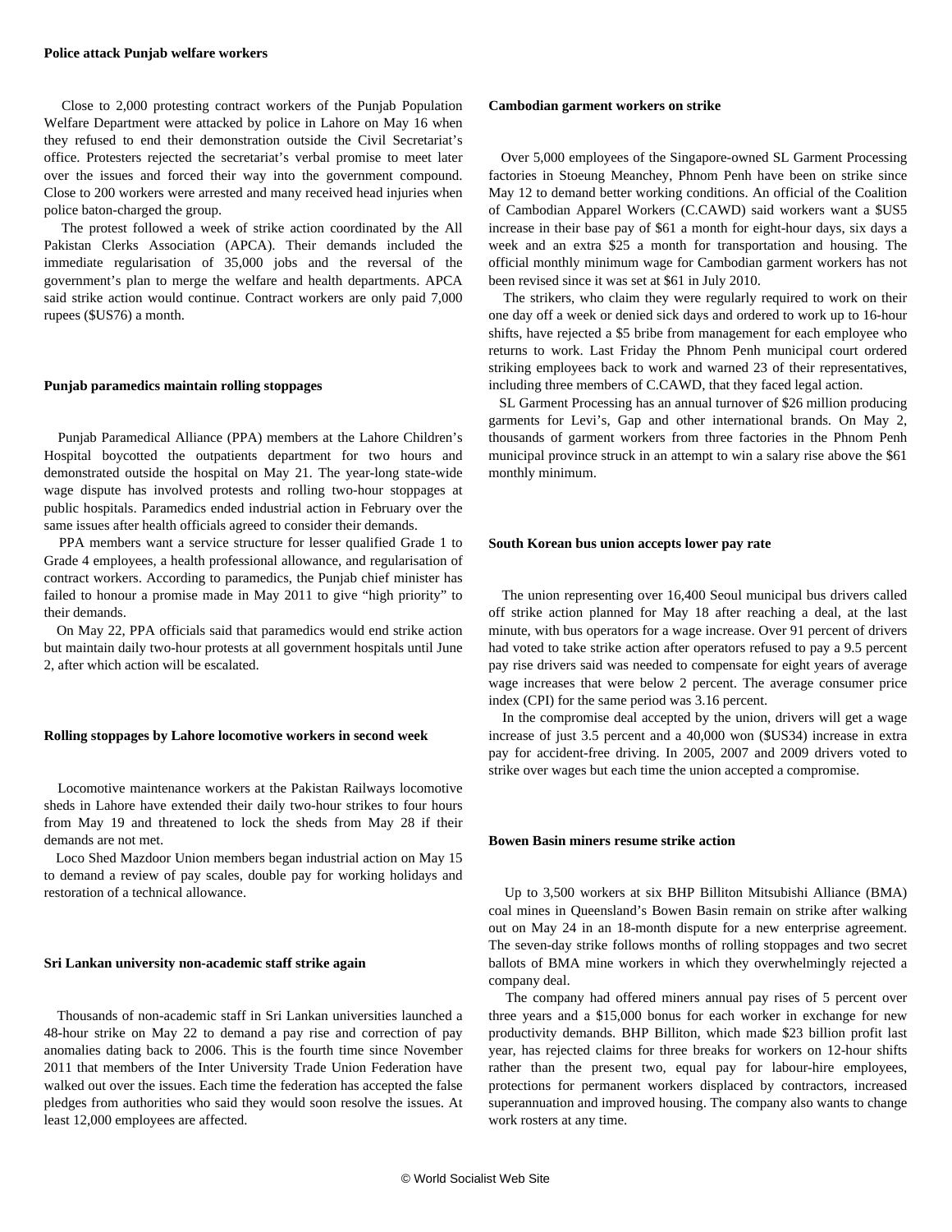### Police attack Punjab welfare workers

Close to 2,000 protesting contract workers of the Punjab Population Welfare Department were attacked by police in Lahore on May 16 when they refused to end their demonstration outside the Civil Secretariat's office. Protesters rejected the secretariat's verbal promise to meet later over the issues and forced their way into the government compound. Close to 200 workers were arrested and many received head injuries when police baton-charged the group.

The protest followed a week of strike action coordinated by the All Pakistan Clerks Association (APCA). Their demands included the immediate regularisation of 35,000 jobs and the reversal of the government's plan to merge the welfare and health departments. APCA said strike action would continue. Contract workers are only paid 7,000 rupees ($US76) a month.

### Punjab paramedics maintain rolling stoppages

Punjab Paramedical Alliance (PPA) members at the Lahore Children's Hospital boycotted the outpatients department for two hours and demonstrated outside the hospital on May 21. The year-long state-wide wage dispute has involved protests and rolling two-hour stoppages at public hospitals. Paramedics ended industrial action in February over the same issues after health officials agreed to consider their demands.

PPA members want a service structure for lesser qualified Grade 1 to Grade 4 employees, a health professional allowance, and regularisation of contract workers. According to paramedics, the Punjab chief minister has failed to honour a promise made in May 2011 to give "high priority" to their demands.

On May 22, PPA officials said that paramedics would end strike action but maintain daily two-hour protests at all government hospitals until June 2, after which action will be escalated.

### Rolling stoppages by Lahore locomotive workers in second week

Locomotive maintenance workers at the Pakistan Railways locomotive sheds in Lahore have extended their daily two-hour strikes to four hours from May 19 and threatened to lock the sheds from May 28 if their demands are not met.

Loco Shed Mazdoor Union members began industrial action on May 15 to demand a review of pay scales, double pay for working holidays and restoration of a technical allowance.

### Sri Lankan university non-academic staff strike again

Thousands of non-academic staff in Sri Lankan universities launched a 48-hour strike on May 22 to demand a pay rise and correction of pay anomalies dating back to 2006. This is the fourth time since November 2011 that members of the Inter University Trade Union Federation have walked out over the issues. Each time the federation has accepted the false pledges from authorities who said they would soon resolve the issues. At least 12,000 employees are affected.

### Cambodian garment workers on strike

Over 5,000 employees of the Singapore-owned SL Garment Processing factories in Stoeung Meanchey, Phnom Penh have been on strike since May 12 to demand better working conditions. An official of the Coalition of Cambodian Apparel Workers (C.CAWD) said workers want a $US5 increase in their base pay of $61 a month for eight-hour days, six days a week and an extra $25 a month for transportation and housing. The official monthly minimum wage for Cambodian garment workers has not been revised since it was set at $61 in July 2010.

The strikers, who claim they were regularly required to work on their one day off a week or denied sick days and ordered to work up to 16-hour shifts, have rejected a $5 bribe from management for each employee who returns to work. Last Friday the Phnom Penh municipal court ordered striking employees back to work and warned 23 of their representatives, including three members of C.CAWD, that they faced legal action.

SL Garment Processing has an annual turnover of $26 million producing garments for Levi's, Gap and other international brands. On May 2, thousands of garment workers from three factories in the Phnom Penh municipal province struck in an attempt to win a salary rise above the $61 monthly minimum.

### South Korean bus union accepts lower pay rate

The union representing over 16,400 Seoul municipal bus drivers called off strike action planned for May 18 after reaching a deal, at the last minute, with bus operators for a wage increase. Over 91 percent of drivers had voted to take strike action after operators refused to pay a 9.5 percent pay rise drivers said was needed to compensate for eight years of average wage increases that were below 2 percent. The average consumer price index (CPI) for the same period was 3.16 percent.

In the compromise deal accepted by the union, drivers will get a wage increase of just 3.5 percent and a 40,000 won ($US34) increase in extra pay for accident-free driving. In 2005, 2007 and 2009 drivers voted to strike over wages but each time the union accepted a compromise.

### Bowen Basin miners resume strike action

Up to 3,500 workers at six BHP Billiton Mitsubishi Alliance (BMA) coal mines in Queensland's Bowen Basin remain on strike after walking out on May 24 in an 18-month dispute for a new enterprise agreement. The seven-day strike follows months of rolling stoppages and two secret ballots of BMA mine workers in which they overwhelmingly rejected a company deal.

The company had offered miners annual pay rises of 5 percent over three years and a $15,000 bonus for each worker in exchange for new productivity demands. BHP Billiton, which made $23 billion profit last year, has rejected claims for three breaks for workers on 12-hour shifts rather than the present two, equal pay for labour-hire employees, protections for permanent workers displaced by contractors, increased superannuation and improved housing. The company also wants to change work rosters at any time.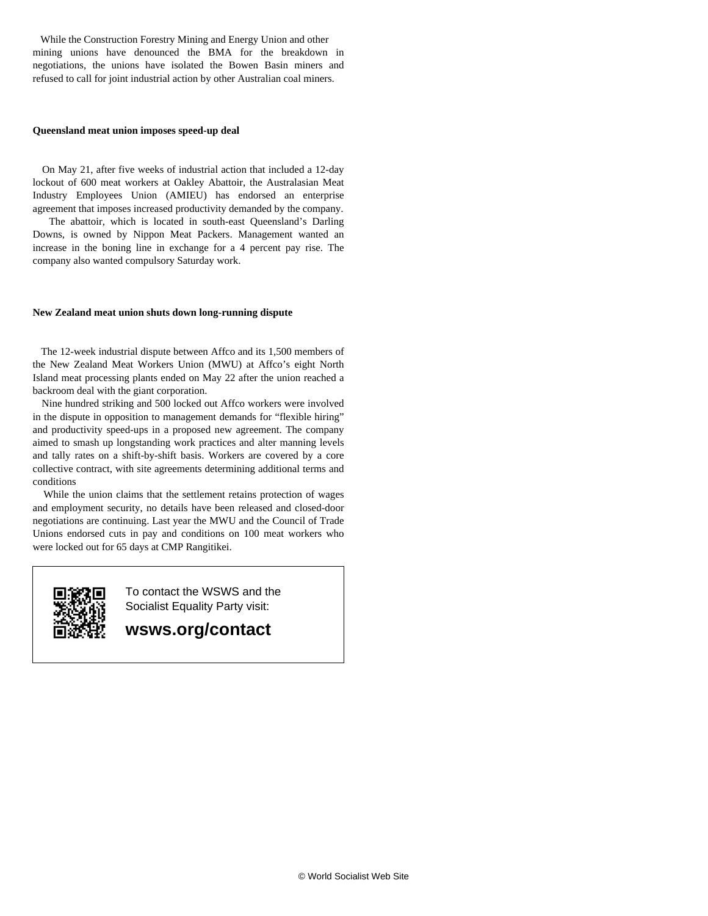While the Construction Forestry Mining and Energy Union and other mining unions have denounced the BMA for the breakdown in negotiations, the unions have isolated the Bowen Basin miners and refused to call for joint industrial action by other Australian coal miners.

**Queensland meat union imposes speed-up deal**

On May 21, after five weeks of industrial action that included a 12-day lockout of 600 meat workers at Oakley Abattoir, the Australasian Meat Industry Employees Union (AMIEU) has endorsed an enterprise agreement that imposes increased productivity demanded by the company.

The abattoir, which is located in south-east Queensland's Darling Downs, is owned by Nippon Meat Packers. Management wanted an increase in the boning line in exchange for a 4 percent pay rise. The company also wanted compulsory Saturday work.

**New Zealand meat union shuts down long-running dispute**

The 12-week industrial dispute between Affco and its 1,500 members of the New Zealand Meat Workers Union (MWU) at Affco's eight North Island meat processing plants ended on May 22 after the union reached a backroom deal with the giant corporation.

Nine hundred striking and 500 locked out Affco workers were involved in the dispute in opposition to management demands for "flexible hiring" and productivity speed-ups in a proposed new agreement. The company aimed to smash up longstanding work practices and alter manning levels and tally rates on a shift-by-shift basis. Workers are covered by a core collective contract, with site agreements determining additional terms and conditions

While the union claims that the settlement retains protection of wages and employment security, no details have been released and closed-door negotiations are continuing. Last year the MWU and the Council of Trade Unions endorsed cuts in pay and conditions on 100 meat workers who were locked out for 65 days at CMP Rangitikei.

To contact the WSWS and the Socialist Equality Party visit:

**wsws.org/contact**